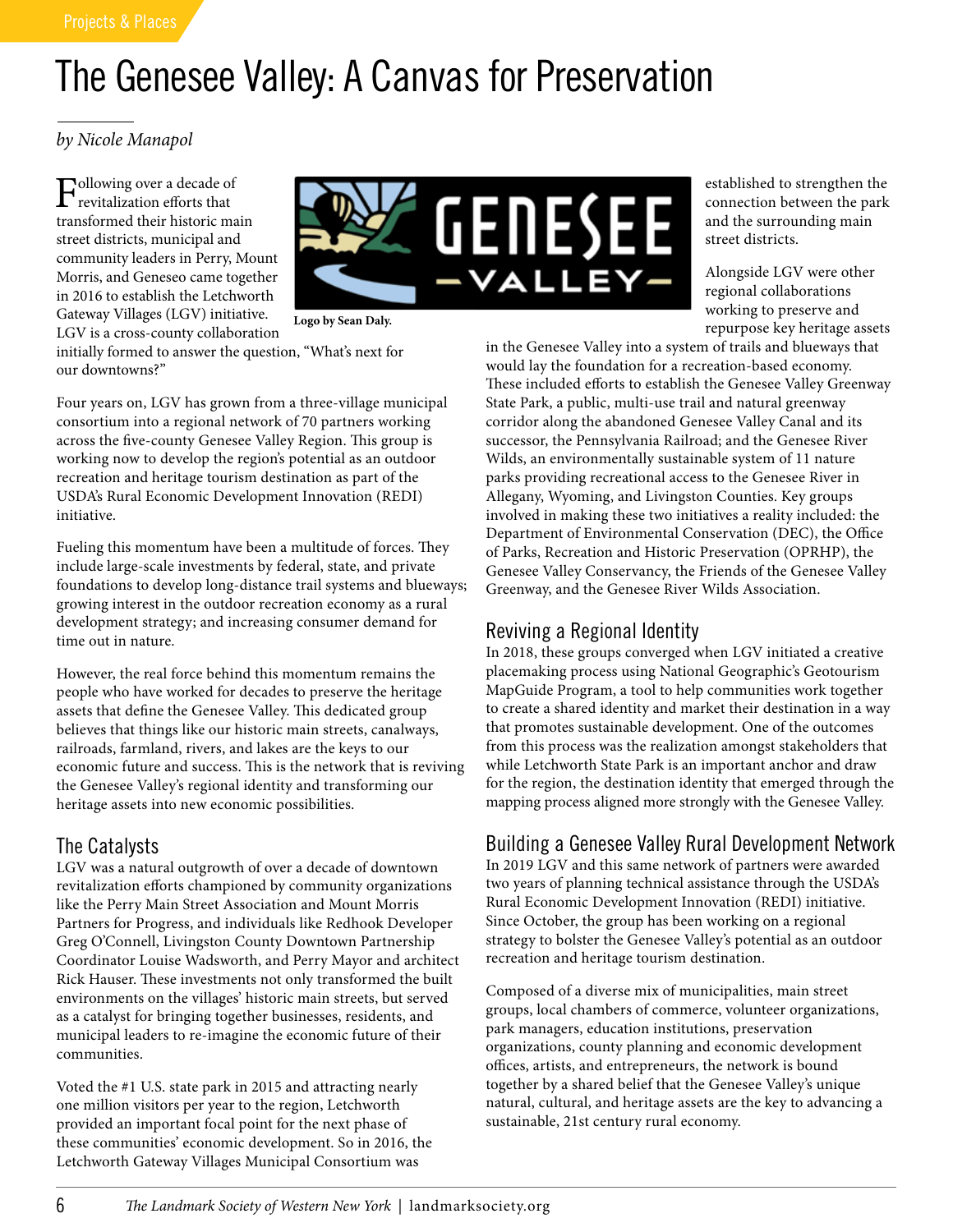# The Genesee Valley: A Canvas for Preservation

*by Nicole Manapol*

Following over a decade of revitalization efforts that transformed their historic main street districts, municipal and community leaders in Perry, Mount Morris, and Geneseo came together in 2016 to establish the Letchworth Gateway Villages (LGV) initiative. LGV is a cross-county collaboration initially formed to answer the question, "What's next for our downtowns?"

Logo by Sean Daly.

Four years on, LGV has grown from a three-village municipal consortium into a regional network of 70 partners working across the five-county Genesee Valley Region. This group is working now to develop the region's potential as an outdoor recreation and heritage tourism destination as part of the USDA's Rural Economic Development Innovation (REDI) initiative.

Fueling this momentum have been a multitude of forces. They include large-scale investments by federal, state, and private foundations to develop long-distance trail systems and blueways; growing interest in the outdoor recreation economy as a rural development strategy; and increasing consumer demand for time out in nature.

However, the real force behind this momentum remains the people who have worked for decades to preserve the heritage assets that define the Genesee Valley. This dedicated group believes that things like our historic main streets, canalways, railroads, farmland, rivers, and lakes are the keys to our economic future and success. This is the network that is reviving the Genesee Valley's regional identity and transforming our heritage assets into new economic possibilities.

## The Catalysts

LGV was a natural outgrowth of over a decade of downtown revitalization efforts championed by community organizations like the Perry Main Street Association and Mount Morris Partners for Progress, and individuals like Redhook Developer Greg O'Connell, Livingston County Downtown Partnership Coordinator Louise Wadsworth, and Perry Mayor and architect Rick Hauser. These investments not only transformed the built environments on the villages' historic main streets, but served as a catalyst for bringing together businesses, residents, and municipal leaders to re-imagine the economic future of their communities.

Voted the #1 U.S. state park in 2015 and attracting nearly one million visitors per year to the region, Letchworth provided an important focal point for the next phase of these communities' economic development. So in 2016, the Letchworth Gateway Villages Municipal Consortium was established to strengthen the connection between the park and the surrounding main street districts.

Alongside LGV were other regional collaborations working to preserve and repurpose key heritage assets in the Genesee Valley into a system of trails and blueways that would lay the foundation for a recreation-based economy. These included efforts to establish the Genesee Valley Greenway State Park, a public, multi-use trail and natural greenway corridor along the abandoned Genesee Valley Canal and its successor, the Pennsylvania Railroad; and the Genesee River Wilds, an environmentally sustainable system of 11 nature parks providing recreational access to the Genesee River in Allegany, Wyoming, and Livingston Counties. Key groups involved in making these two initiatives a reality included: the Department of Environmental Conservation (DEC), the Office of Parks, Recreation and Historic Preservation (OPRHP), the Genesee Valley Conservancy, the Friends of the Genesee Valley Greenway, and the Genesee River Wilds Association.

## Reviving a Regional Identity

In 2018, these groups converged when LGV initiated a creative placemaking process using National Geographic's Geotourism MapGuide Program, a tool to help communities work together to create a shared identity and market their destination in a way that promotes sustainable development. One of the outcomes from this process was the realization amongst stakeholders that while Letchworth State Park is an important anchor and draw for the region, the destination identity that emerged through the mapping process aligned more strongly with the Genesee Valley.

## Building a Genesee Valley Rural Development Network

In 2019 LGV and this same network of partners were awarded two years of planning technical assistance through the USDA's Rural Economic Development Innovation (REDI) initiative. Since October, the group has been working on a regional strategy to bolster the Genesee Valley's potential as an outdoor recreation and heritage tourism destination.

Composed of a diverse mix of municipalities, main street groups, local chambers of commerce, volunteer organizations, park managers, education institutions, preservation organizations, county planning and economic development offices, artists, and entrepreneurs, the network is bound together by a shared belief that the Genesee Valley's unique natural, cultural, and heritage assets are the key to advancing a sustainable, 21st century rural economy.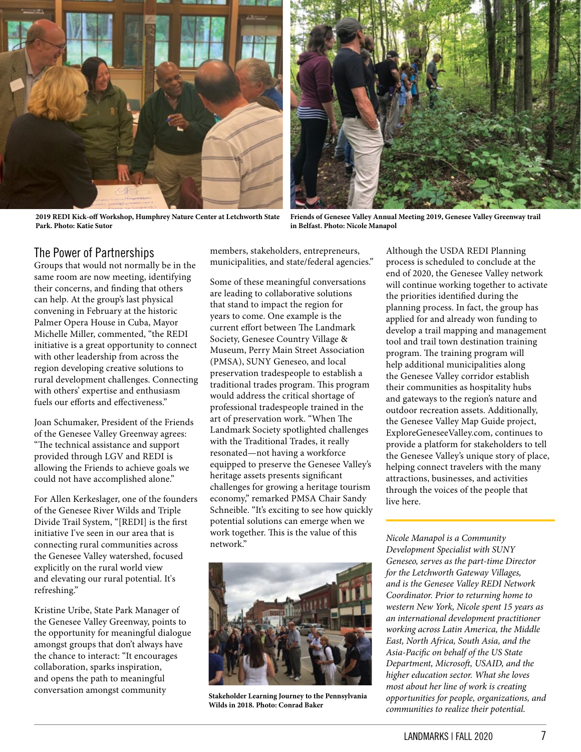2019 REDI Kick-off Workshop, Humphrey Nature Center at Letchworth State Park. Photo: Katie Sutor

Friends of Genesee Valley Annual Meeting 2019, Genesee Valley Greenway trail in Belfast. Photo: Nicole Manapol

## The Power of Partnerships

Groups that would not normally be in the same room are now meeting, identifying their concerns, and finding that others can help. At the group's last physical convening in February at the historic Palmer Opera House in Cuba, Mayor Michelle Miller, commented, "the REDI initiative is a great opportunity to connect with other leadership from across the region developing creative solutions to rural development challenges. Connecting with others' expertise and enthusiasm fuels our efforts and effectiveness."

Joan Schumaker, President of the Friends of the Genesee Valley Greenway agrees: "The technical assistance and support provided through LGV and REDI is allowing the Friends to achieve goals we could not have accomplished alone."

For Allen Kerkeslager, one of the founders of the Genesee River Wilds and Triple Divide Trail System, "[REDI] is the first initiative I've seen in our area that is connecting rural communities across the Genesee Valley watershed, focused explicitly on the rural world view and elevating our rural potential. It's refreshing."

Kristine Uribe, State Park Manager of the Genesee Valley Greenway, points to the opportunity for meaningful dialogue amongst groups that don't always have the chance to interact: "It encourages collaboration, sparks inspiration, and opens the path to meaningful conversation amongst community members, stakeholders, entrepreneurs, municipalities, and state/federal agencies."

Some of these meaningful conversations are leading to collaborative solutions that stand to impact the region for years to come. One example is the current effort between The Landmark Society, Genesee Country Village & Museum, Perry Main Street Association (PMSA), SUNY Geneseo, and local preservation tradespeople to establish a traditional trades program. This program would address the critical shortage of professional tradespeople trained in the art of preservation work. "When The Landmark Society spotlighted challenges with the Traditional Trades, it really resonated—not having a workforce equipped to preserve the Genesee Valley's heritage assets presents significant challenges for growing a heritage tourism economy," remarked PMSA Chair Sandy Schneible. "It's exciting to see how quickly potential solutions can emerge when we work together. This is the value of this network."

Stakeholder Learning Journey to the Pennsylvania Wilds in 2018. Photo: Conrad Baker

Although the USDA REDI Planning process is scheduled to conclude at the end of 2020, the Genesee Valley network will continue working together to activate the priorities identified during the planning process. In fact, the group has applied for and already won funding to develop a trail mapping and management tool and trail town destination training program. The training program will help additional municipalities along the Genesee Valley corridor establish their communities as hospitality hubs and gateways to the region's nature and outdoor recreation assets. Additionally, the Genesee Valley Map Guide project, ExploreGeneseeValley.com, continues to provide a platform for stakeholders to tell the Genesee Valley's unique story of place, helping connect travelers with the many attractions, businesses, and activities through the voices of the people that live here.

*Nicole Manapol is a Community Development Specialist with SUNY Geneseo, serves as the part-time Director for the Letchworth Gateway Villages, and is the Genesee Valley REDI Network Coordinator. Prior to returning home to western New York, Nicole spent 15 years as an international development practitioner working across Latin America, the Middle East, North Africa, South Asia, and the Asia-Pacific on behalf of the US State Department, Microsoft, USAID, and the higher education sector. What she loves most about her line of work is creating opportunities for people, organizations, and communities to realize their potential.*